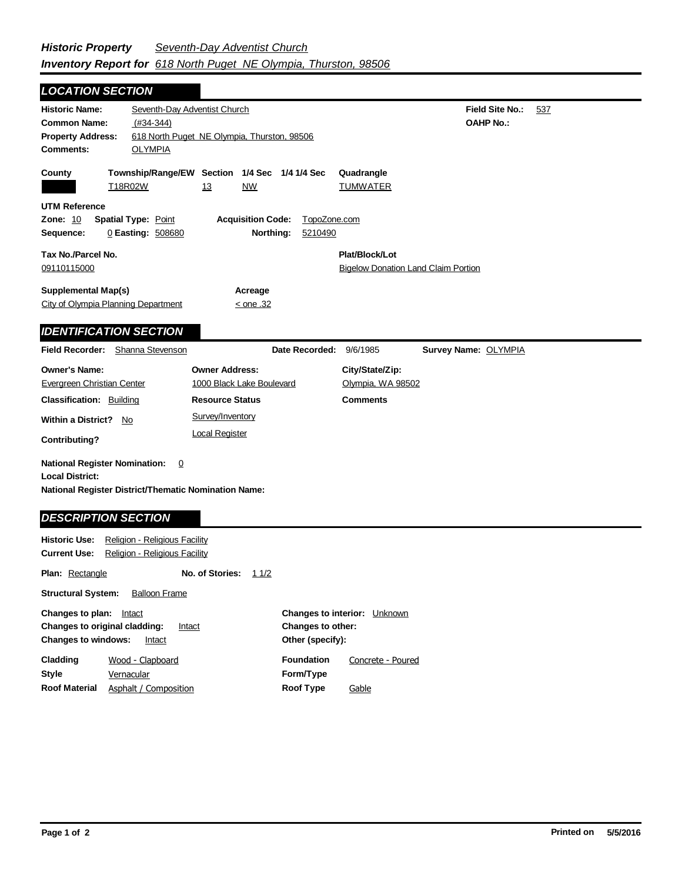***Historic Property Inventory Report for*** *Seventh-Day Adventist Church*
*618 North Puget NE Olympia, Thurston, 98506*

## *LOCATION SECTION*

**Historic Name:** Seventh-Day Adventist Church
**Field Site No.:** 537
**Common Name:** (#34-344)
**OAHP No.:**
**Property Address:** 618 North Puget NE Olympia, Thurston, 98506
**Comments:** OLYMPIA

| County | Township/Range/EW | Section | 1/4 Sec | 1/4 1/4 Sec | Quadrangle |
|---|---|---|---|---|---|
| | T18R02W | 13 | NW | | TUMWATER |

**UTM Reference**
**Zone:** 10 **Spatial Type:** Point **Acquisition Code:** TopoZone.com
**Sequence:** 0 **Easting:** 508680 **Northing:** 5210490

**Tax No./Parcel No.** 09110115000
**Plat/Block/Lot** Bigelow Donation Land Claim Portion

**Supplemental Map(s)** City of Olympia Planning Department
**Acreage** < one .32

## *IDENTIFICATION SECTION*

**Field Recorder:** Shanna Stevenson **Date Recorded:** 9/6/1985 **Survey Name:** OLYMPIA

**Owner's Name:** Evergreen Christian Center
**Owner Address:** 1000 Black Lake Boulevard
**City/State/Zip:** Olympia, WA 98502

**Classification:** Building
**Resource Status:** Survey/Inventory; Local Register
**Comments**
**Within a District?** No
**Contributing?**

**National Register Nomination:** 0
**Local District:**
**National Register District/Thematic Nomination Name:**

## *DESCRIPTION SECTION*

**Historic Use:** Religion - Religious Facility
**Current Use:** Religion - Religious Facility

**Plan:** Rectangle **No. of Stories:** 1 1/2

**Structural System:** Balloon Frame

**Changes to plan:** Intact
**Changes to original cladding:** Intact
**Changes to windows:** Intact
**Changes to interior:** Unknown
**Changes to other:**
**Other (specify):**

**Cladding** Wood - Clapboard
**Style** Vernacular
**Roof Material** Asphalt / Composition
**Foundation** Concrete - Poured
**Form/Type**
**Roof Type** Gable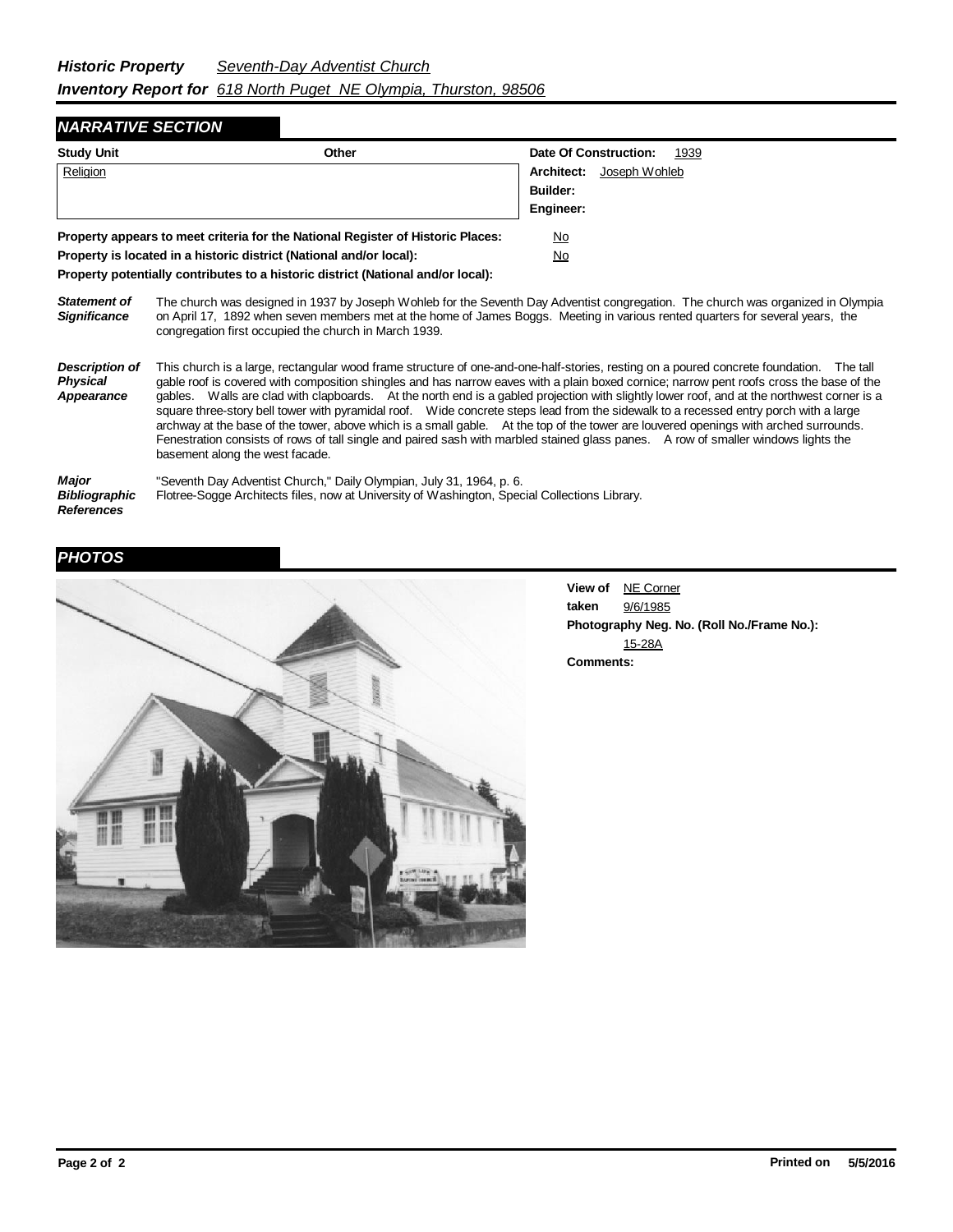***Historic Property*** *Seventh-Day Adventist Church*
***Inventory Report for*** *618 North Puget NE Olympia, Thurston, 98506*

## *NARRATIVE SECTION*

| Study Unit | Other | |
|---|---|---|
| Religion | | **Date Of Construction:** 1939 |
| | | **Architect:** Joseph Wohleb |
| | | **Builder:** |
| | | **Engineer:** |

**Property appears to meet criteria for the National Register of Historic Places:** No

**Property is located in a historic district (National and/or local):** No

**Property potentially contributes to a historic district (National and/or local):**

***Statement of Significance***

The church was designed in 1937 by Joseph Wohleb for the Seventh Day Adventist congregation. The church was organized in Olympia on April 17, 1892 when seven members met at the home of James Boggs. Meeting in various rented quarters for several years, the congregation first occupied the church in March 1939.

***Description of Physical Appearance***

This church is a large, rectangular wood frame structure of one-and-one-half-stories, resting on a poured concrete foundation. The tall gable roof is covered with composition shingles and has narrow eaves with a plain boxed cornice; narrow pent roofs cross the base of the gables. Walls are clad with clapboards. At the north end is a gabled projection with slightly lower roof, and at the northwest corner is a square three-story bell tower with pyramidal roof. Wide concrete steps lead from the sidewalk to a recessed entry porch with a large archway at the base of the tower, above which is a small gable. At the top of the tower are louvered openings with arched surrounds. Fenestration consists of rows of tall single and paired sash with marbled stained glass panes. A row of smaller windows lights the basement along the west facade.

***Major Bibliographic References***

"Seventh Day Adventist Church," Daily Olympian, July 31, 1964, p. 6.
Flotree-Sogge Architects files, now at University of Washington, Special Collections Library.

## *PHOTOS*

**View of** NE Corner
**taken** 9/6/1985
**Photography Neg. No. (Roll No./Frame No.):** 15-28A
**Comments:**